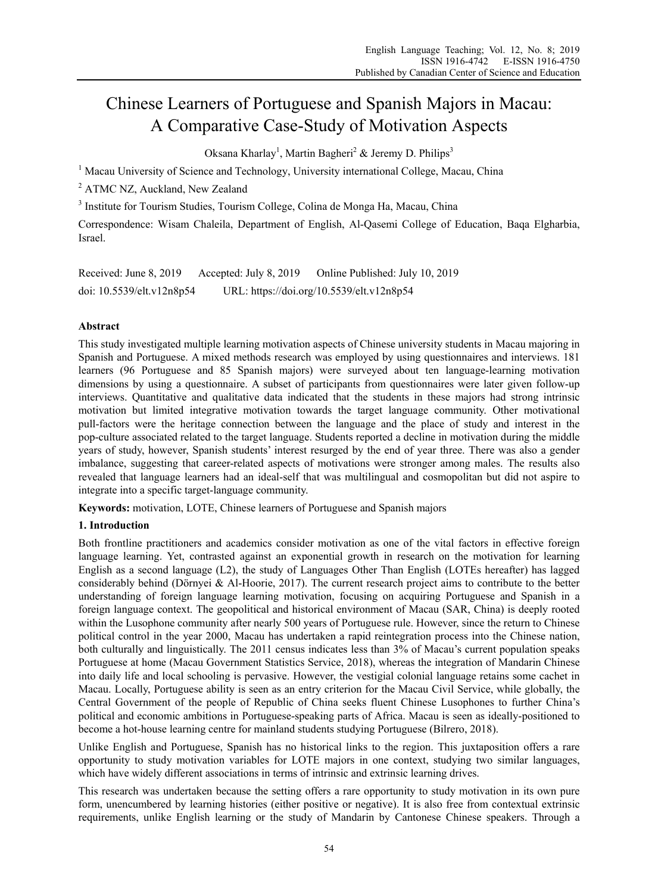# Chinese Learners of Portuguese and Spanish Majors in Macau: A Comparative Case-Study of Motivation Aspects

Oksana Kharlay[1], Martin Bagheri[2] & Jeremy D. Philips[3]

[1] Macau University of Science and Technology, University international College, Macau, China

[2] ATMC NZ, Auckland, New Zealand

[3] Institute for Tourism Studies, Tourism College, Colina de Monga Ha, Macau, China

Correspondence: Wisam Chaleila, Department of English, Al-Qasemi College of Education, Baqa Elgharbia, Israel.

Received: June 8, 2019 Accepted: July 8, 2019 Online Published: July 10, 2019

doi: 10.5539/elt.v12n8p54 URL: https://doi.org/10.5539/elt.v12n8p54

## Abstract

This study investigated multiple learning motivation aspects of Chinese university students in Macau majoring in Spanish and Portuguese. A mixed methods research was employed by using questionnaires and interviews. 181 learners (96 Portuguese and 85 Spanish majors) were surveyed about ten language-learning motivation dimensions by using a questionnaire. A subset of participants from questionnaires were later given follow-up interviews. Quantitative and qualitative data indicated that the students in these majors had strong intrinsic motivation but limited integrative motivation towards the target language community. Other motivational pull-factors were the heritage connection between the language and the place of study and interest in the pop-culture associated related to the target language. Students reported a decline in motivation during the middle years of study, however, Spanish students' interest resurged by the end of year three. There was also a gender imbalance, suggesting that career-related aspects of motivations were stronger among males. The results also revealed that language learners had an ideal-self that was multilingual and cosmopolitan but did not aspire to integrate into a specific target-language community.

**Keywords:** motivation, LOTE, Chinese learners of Portuguese and Spanish majors

## 1. Introduction

Both frontline practitioners and academics consider motivation as one of the vital factors in effective foreign language learning. Yet, contrasted against an exponential growth in research on the motivation for learning English as a second language (L2), the study of Languages Other Than English (LOTEs hereafter) has lagged considerably behind (Dörnyei & Al-Hoorie, 2017). The current research project aims to contribute to the better understanding of foreign language learning motivation, focusing on acquiring Portuguese and Spanish in a foreign language context. The geopolitical and historical environment of Macau (SAR, China) is deeply rooted within the Lusophone community after nearly 500 years of Portuguese rule. However, since the return to Chinese political control in the year 2000, Macau has undertaken a rapid reintegration process into the Chinese nation, both culturally and linguistically. The 2011 census indicates less than 3% of Macau's current population speaks Portuguese at home (Macau Government Statistics Service, 2018), whereas the integration of Mandarin Chinese into daily life and local schooling is pervasive. However, the vestigial colonial language retains some cachet in Macau. Locally, Portuguese ability is seen as an entry criterion for the Macau Civil Service, while globally, the Central Government of the people of Republic of China seeks fluent Chinese Lusophones to further China's political and economic ambitions in Portuguese-speaking parts of Africa. Macau is seen as ideally-positioned to become a hot-house learning centre for mainland students studying Portuguese (Bilrero, 2018).

Unlike English and Portuguese, Spanish has no historical links to the region. This juxtaposition offers a rare opportunity to study motivation variables for LOTE majors in one context, studying two similar languages, which have widely different associations in terms of intrinsic and extrinsic learning drives.

This research was undertaken because the setting offers a rare opportunity to study motivation in its own pure form, unencumbered by learning histories (either positive or negative). It is also free from contextual extrinsic requirements, unlike English learning or the study of Mandarin by Cantonese Chinese speakers. Through a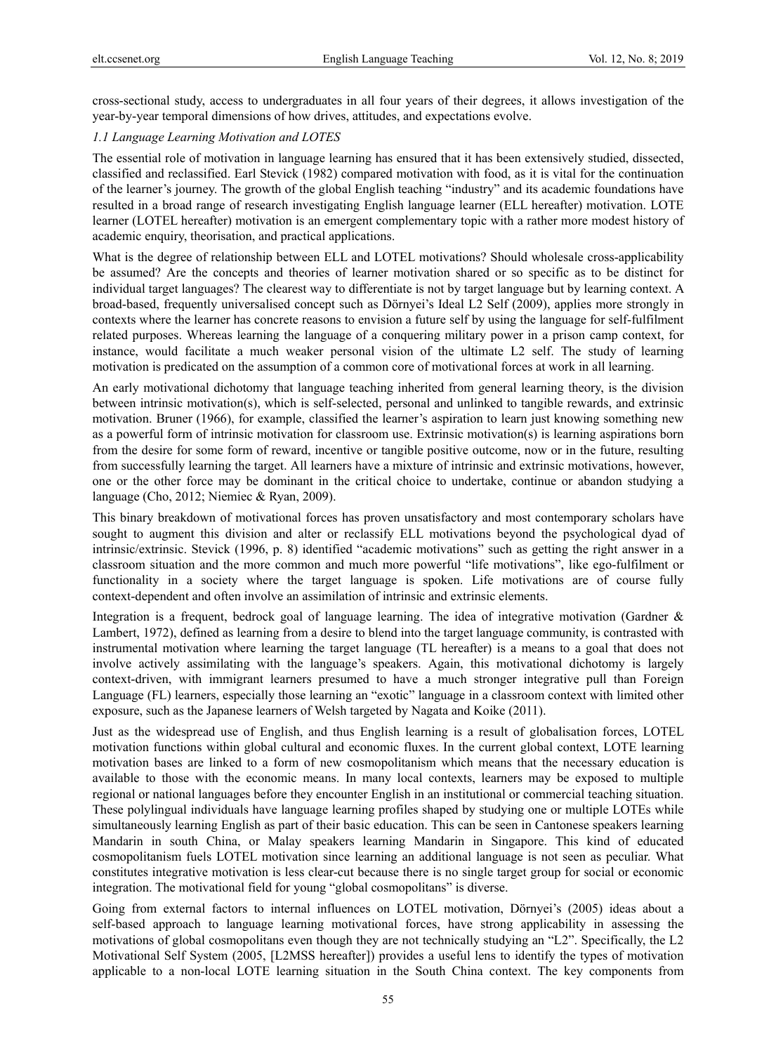cross-sectional study, access to undergraduates in all four years of their degrees, it allows investigation of the year-by-year temporal dimensions of how drives, attitudes, and expectations evolve.

### *1.1 Language Learning Motivation and LOTES*

The essential role of motivation in language learning has ensured that it has been extensively studied, dissected, classified and reclassified. Earl Stevick (1982) compared motivation with food, as it is vital for the continuation of the learner's journey. The growth of the global English teaching "industry" and its academic foundations have resulted in a broad range of research investigating English language learner (ELL hereafter) motivation. LOTE learner (LOTEL hereafter) motivation is an emergent complementary topic with a rather more modest history of academic enquiry, theorisation, and practical applications.

What is the degree of relationship between ELL and LOTEL motivations? Should wholesale cross-applicability be assumed? Are the concepts and theories of learner motivation shared or so specific as to be distinct for individual target languages? The clearest way to differentiate is not by target language but by learning context. A broad-based, frequently universalised concept such as Dörnyei's Ideal L2 Self (2009), applies more strongly in contexts where the learner has concrete reasons to envision a future self by using the language for self-fulfilment related purposes. Whereas learning the language of a conquering military power in a prison camp context, for instance, would facilitate a much weaker personal vision of the ultimate L2 self. The study of learning motivation is predicated on the assumption of a common core of motivational forces at work in all learning.

An early motivational dichotomy that language teaching inherited from general learning theory, is the division between intrinsic motivation(s), which is self-selected, personal and unlinked to tangible rewards, and extrinsic motivation. Bruner (1966), for example, classified the learner's aspiration to learn just knowing something new as a powerful form of intrinsic motivation for classroom use. Extrinsic motivation(s) is learning aspirations born from the desire for some form of reward, incentive or tangible positive outcome, now or in the future, resulting from successfully learning the target. All learners have a mixture of intrinsic and extrinsic motivations, however, one or the other force may be dominant in the critical choice to undertake, continue or abandon studying a language (Cho, 2012; Niemiec & Ryan, 2009).

This binary breakdown of motivational forces has proven unsatisfactory and most contemporary scholars have sought to augment this division and alter or reclassify ELL motivations beyond the psychological dyad of intrinsic/extrinsic. Stevick (1996, p. 8) identified "academic motivations" such as getting the right answer in a classroom situation and the more common and much more powerful "life motivations", like ego-fulfilment or functionality in a society where the target language is spoken. Life motivations are of course fully context-dependent and often involve an assimilation of intrinsic and extrinsic elements.

Integration is a frequent, bedrock goal of language learning. The idea of integrative motivation (Gardner & Lambert, 1972), defined as learning from a desire to blend into the target language community, is contrasted with instrumental motivation where learning the target language (TL hereafter) is a means to a goal that does not involve actively assimilating with the language's speakers. Again, this motivational dichotomy is largely context-driven, with immigrant learners presumed to have a much stronger integrative pull than Foreign Language (FL) learners, especially those learning an "exotic" language in a classroom context with limited other exposure, such as the Japanese learners of Welsh targeted by Nagata and Koike (2011).

Just as the widespread use of English, and thus English learning is a result of globalisation forces, LOTEL motivation functions within global cultural and economic fluxes. In the current global context, LOTE learning motivation bases are linked to a form of new cosmopolitanism which means that the necessary education is available to those with the economic means. In many local contexts, learners may be exposed to multiple regional or national languages before they encounter English in an institutional or commercial teaching situation. These polylingual individuals have language learning profiles shaped by studying one or multiple LOTEs while simultaneously learning English as part of their basic education. This can be seen in Cantonese speakers learning Mandarin in south China, or Malay speakers learning Mandarin in Singapore. This kind of educated cosmopolitanism fuels LOTEL motivation since learning an additional language is not seen as peculiar. What constitutes integrative motivation is less clear-cut because there is no single target group for social or economic integration. The motivational field for young "global cosmopolitans" is diverse.

Going from external factors to internal influences on LOTEL motivation, Dörnyei's (2005) ideas about a self-based approach to language learning motivational forces, have strong applicability in assessing the motivations of global cosmopolitans even though they are not technically studying an "L2". Specifically, the L2 Motivational Self System (2005, [L2MSS hereafter]) provides a useful lens to identify the types of motivation applicable to a non-local LOTE learning situation in the South China context. The key components from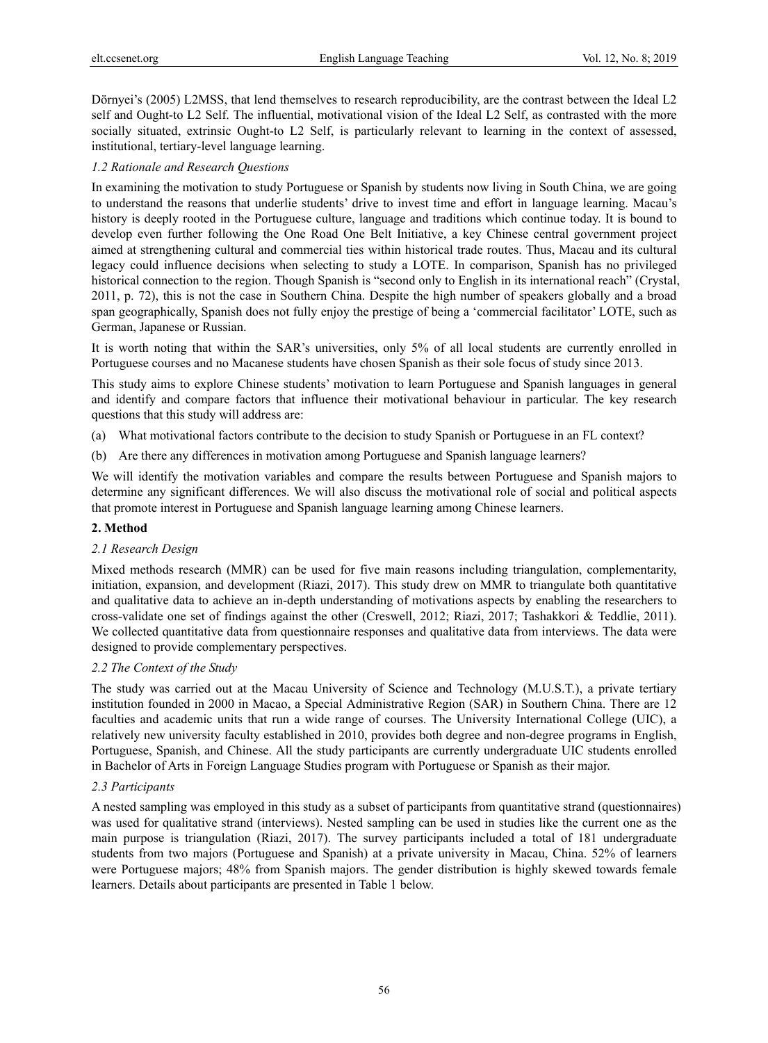Dörnyei's (2005) L2MSS, that lend themselves to research reproducibility, are the contrast between the Ideal L2 self and Ought-to L2 Self. The influential, motivational vision of the Ideal L2 Self, as contrasted with the more socially situated, extrinsic Ought-to L2 Self, is particularly relevant to learning in the context of assessed, institutional, tertiary-level language learning.

### *1.2 Rationale and Research Questions*

In examining the motivation to study Portuguese or Spanish by students now living in South China, we are going to understand the reasons that underlie students' drive to invest time and effort in language learning. Macau's history is deeply rooted in the Portuguese culture, language and traditions which continue today. It is bound to develop even further following the One Road One Belt Initiative, a key Chinese central government project aimed at strengthening cultural and commercial ties within historical trade routes. Thus, Macau and its cultural legacy could influence decisions when selecting to study a LOTE. In comparison, Spanish has no privileged historical connection to the region. Though Spanish is "second only to English in its international reach" (Crystal, 2011, p. 72), this is not the case in Southern China. Despite the high number of speakers globally and a broad span geographically, Spanish does not fully enjoy the prestige of being a 'commercial facilitator' LOTE, such as German, Japanese or Russian.

It is worth noting that within the SAR's universities, only 5% of all local students are currently enrolled in Portuguese courses and no Macanese students have chosen Spanish as their sole focus of study since 2013.

This study aims to explore Chinese students' motivation to learn Portuguese and Spanish languages in general and identify and compare factors that influence their motivational behaviour in particular. The key research questions that this study will address are:

(a) What motivational factors contribute to the decision to study Spanish or Portuguese in an FL context?

(b) Are there any differences in motivation among Portuguese and Spanish language learners?

We will identify the motivation variables and compare the results between Portuguese and Spanish majors to determine any significant differences. We will also discuss the motivational role of social and political aspects that promote interest in Portuguese and Spanish language learning among Chinese learners.

## **2. Method**

### *2.1 Research Design*

Mixed methods research (MMR) can be used for five main reasons including triangulation, complementarity, initiation, expansion, and development (Riazi, 2017). This study drew on MMR to triangulate both quantitative and qualitative data to achieve an in-depth understanding of motivations aspects by enabling the researchers to cross-validate one set of findings against the other (Creswell, 2012; Riazi, 2017; Tashakkori & Teddlie, 2011). We collected quantitative data from questionnaire responses and qualitative data from interviews. The data were designed to provide complementary perspectives.

### *2.2 The Context of the Study*

The study was carried out at the Macau University of Science and Technology (M.U.S.T.), a private tertiary institution founded in 2000 in Macao, a Special Administrative Region (SAR) in Southern China. There are 12 faculties and academic units that run a wide range of courses. The University International College (UIC), a relatively new university faculty established in 2010, provides both degree and non-degree programs in English, Portuguese, Spanish, and Chinese. All the study participants are currently undergraduate UIC students enrolled in Bachelor of Arts in Foreign Language Studies program with Portuguese or Spanish as their major.

### *2.3 Participants*

A nested sampling was employed in this study as a subset of participants from quantitative strand (questionnaires) was used for qualitative strand (interviews). Nested sampling can be used in studies like the current one as the main purpose is triangulation (Riazi, 2017). The survey participants included a total of 181 undergraduate students from two majors (Portuguese and Spanish) at a private university in Macau, China. 52% of learners were Portuguese majors; 48% from Spanish majors. The gender distribution is highly skewed towards female learners. Details about participants are presented in Table 1 below.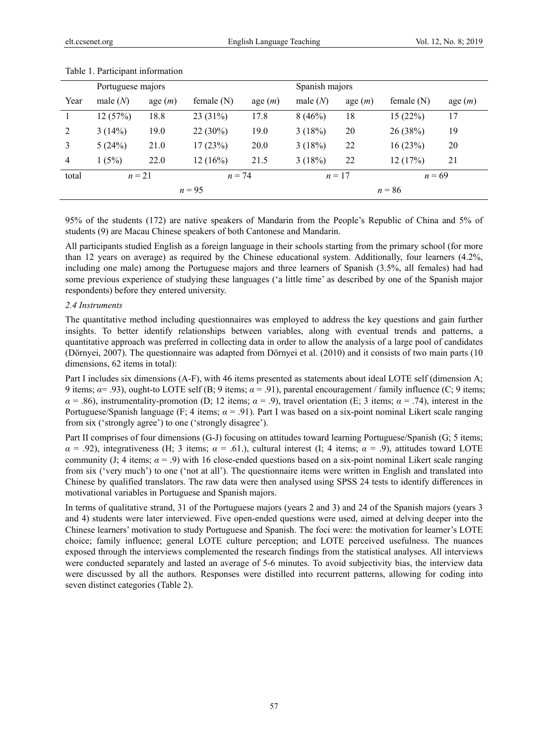Table 1. Participant information

| | Portuguese majors | | | | Spanish majors | | | |
|---|---|---|---|---|---|---|---|---|
| Year | male (*N*) | age (*m*) | female (N) | age (*m*) | male (*N*) | age (*m*) | female (N) | age (*m*) |
| 1 | 12 (57%) | 18.8 | 23 (31%) | 17.8 | 8 (46%) | 18 | 15 (22%) | 17 |
| 2 | 3 (14%) | 19.0 | 22 (30%) | 19.0 | 3 (18%) | 20 | 26 (38%) | 19 |
| 3 | 5 (24%) | 21.0 | 17 (23%) | 20.0 | 3 (18%) | 22 | 16 (23%) | 20 |
| 4 | 1 (5%) | 22.0 | 12 (16%) | 21.5 | 3 (18%) | 22 | 12 (17%) | 21 |
| total | $n = 21$ | | $n = 74$ | | $n = 17$ | | $n = 69$ | |
| | $n = 95$ | | | | $n = 86$ | | | |

95% of the students (172) are native speakers of Mandarin from the People's Republic of China and 5% of students (9) are Macau Chinese speakers of both Cantonese and Mandarin.

All participants studied English as a foreign language in their schools starting from the primary school (for more than 12 years on average) as required by the Chinese educational system. Additionally, four learners (4.2%, including one male) among the Portuguese majors and three learners of Spanish (3.5%, all females) had had some previous experience of studying these languages ('a little time' as described by one of the Spanish major respondents) before they entered university.

*2.4 Instruments*

The quantitative method including questionnaires was employed to address the key questions and gain further insights. To better identify relationships between variables, along with eventual trends and patterns, a quantitative approach was preferred in collecting data in order to allow the analysis of a large pool of candidates (Dörnyei, 2007). The questionnaire was adapted from Dörnyei et al. (2010) and it consists of two main parts (10 dimensions, 62 items in total):

Part I includes six dimensions (A-F), with 46 items presented as statements about ideal LOTE self (dimension A; 9 items; $\alpha = .93$), ought-to LOTE self (B; 9 items; $\alpha = .91$), parental encouragement / family influence (C; 9 items; $\alpha = .86$), instrumentality-promotion (D; 12 items; $\alpha = .9$), travel orientation (E; 3 items; $\alpha = .74$), interest in the Portuguese/Spanish language (F; 4 items; $\alpha = .91$). Part I was based on a six-point nominal Likert scale ranging from six ('strongly agree') to one ('strongly disagree').

Part II comprises of four dimensions (G-J) focusing on attitudes toward learning Portuguese/Spanish (G; 5 items; $\alpha = .92$), integrativeness (H; 3 items; $\alpha = .61$.), cultural interest (I; 4 items; $\alpha = .9$), attitudes toward LOTE community (J; 4 items; $\alpha = .9$) with 16 close-ended questions based on a six-point nominal Likert scale ranging from six ('very much') to one ('not at all'). The questionnaire items were written in English and translated into Chinese by qualified translators. The raw data were then analysed using SPSS 24 tests to identify differences in motivational variables in Portuguese and Spanish majors.

In terms of qualitative strand, 31 of the Portuguese majors (years 2 and 3) and 24 of the Spanish majors (years 3 and 4) students were later interviewed. Five open-ended questions were used, aimed at delving deeper into the Chinese learners' motivation to study Portuguese and Spanish. The foci were: the motivation for learner's LOTE choice; family influence; general LOTE culture perception; and LOTE perceived usefulness. The nuances exposed through the interviews complemented the research findings from the statistical analyses. All interviews were conducted separately and lasted an average of 5-6 minutes. To avoid subjectivity bias, the interview data were discussed by all the authors. Responses were distilled into recurrent patterns, allowing for coding into seven distinct categories (Table 2).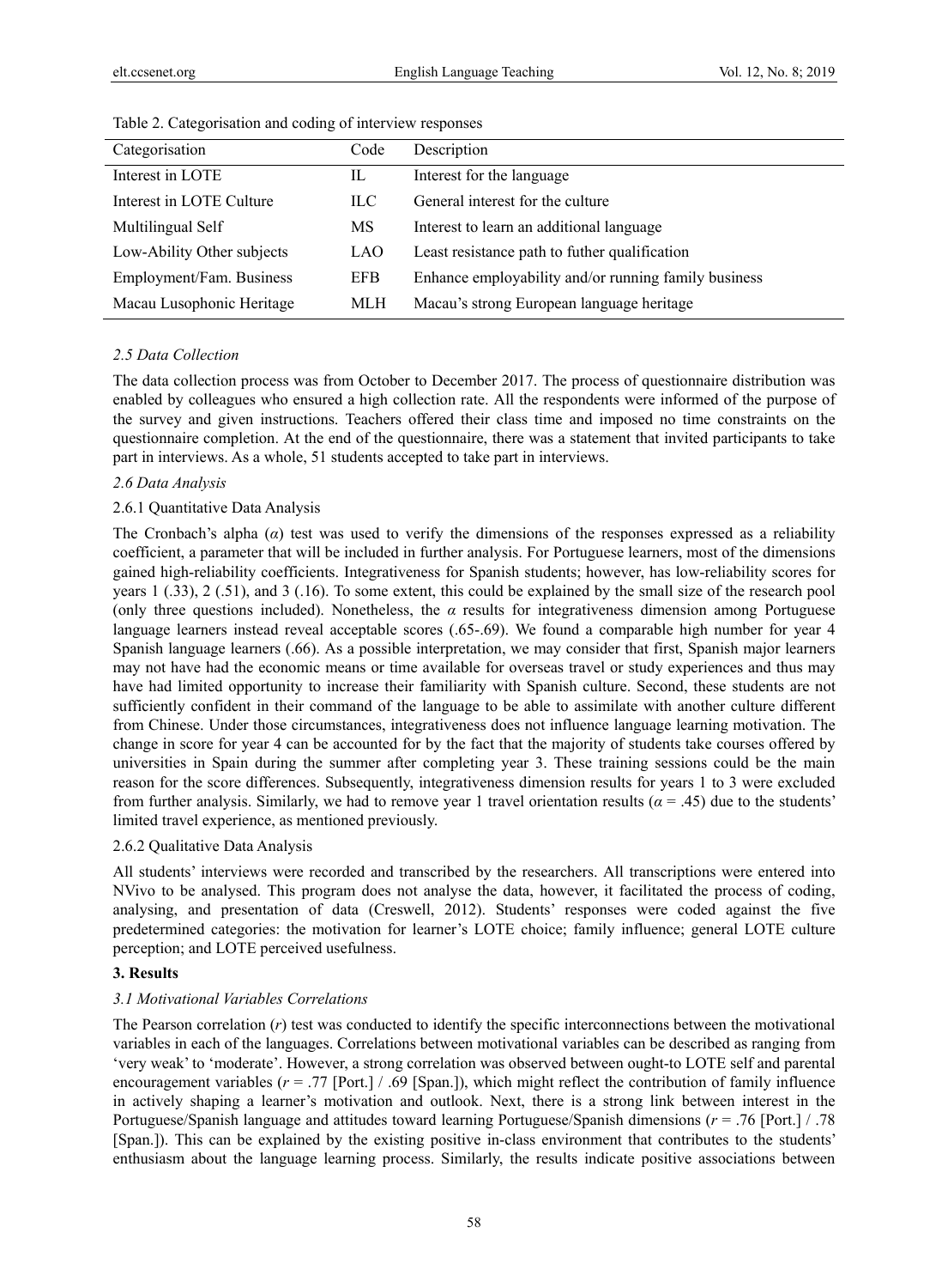Table 2. Categorisation and coding of interview responses

| Categorisation | Code | Description |
|---|---|---|
| Interest in LOTE | IL | Interest for the language |
| Interest in LOTE Culture | ILC | General interest for the culture |
| Multilingual Self | MS | Interest to learn an additional language |
| Low-Ability Other subjects | LAO | Least resistance path to futher qualification |
| Employment/Fam. Business | EFB | Enhance employability and/or running family business |
| Macau Lusophonic Heritage | MLH | Macau's strong European language heritage |

### *2.5 Data Collection*

The data collection process was from October to December 2017. The process of questionnaire distribution was enabled by colleagues who ensured a high collection rate. All the respondents were informed of the purpose of the survey and given instructions. Teachers offered their class time and imposed no time constraints on the questionnaire completion. At the end of the questionnaire, there was a statement that invited participants to take part in interviews. As a whole, 51 students accepted to take part in interviews.

### *2.6 Data Analysis*

#### 2.6.1 Quantitative Data Analysis

The Cronbach's alpha ($\alpha$) test was used to verify the dimensions of the responses expressed as a reliability coefficient, a parameter that will be included in further analysis. For Portuguese learners, most of the dimensions gained high-reliability coefficients. Integrativeness for Spanish students; however, has low-reliability scores for years 1 (.33), 2 (.51), and 3 (.16). To some extent, this could be explained by the small size of the research pool (only three questions included). Nonetheless, the $\alpha$ results for integrativeness dimension among Portuguese language learners instead reveal acceptable scores (.65-.69). We found a comparable high number for year 4 Spanish language learners (.66). As a possible interpretation, we may consider that first, Spanish major learners may not have had the economic means or time available for overseas travel or study experiences and thus may have had limited opportunity to increase their familiarity with Spanish culture. Second, these students are not sufficiently confident in their command of the language to be able to assimilate with another culture different from Chinese. Under those circumstances, integrativeness does not influence language learning motivation. The change in score for year 4 can be accounted for by the fact that the majority of students take courses offered by universities in Spain during the summer after completing year 3. These training sessions could be the main reason for the score differences. Subsequently, integrativeness dimension results for years 1 to 3 were excluded from further analysis. Similarly, we had to remove year 1 travel orientation results ($\alpha$ = .45) due to the students' limited travel experience, as mentioned previously.

#### 2.6.2 Qualitative Data Analysis

All students' interviews were recorded and transcribed by the researchers. All transcriptions were entered into NVivo to be analysed. This program does not analyse the data, however, it facilitated the process of coding, analysing, and presentation of data (Creswell, 2012). Students' responses were coded against the five predetermined categories: the motivation for learner's LOTE choice; family influence; general LOTE culture perception; and LOTE perceived usefulness.

## **3. Results**

### *3.1 Motivational Variables Correlations*

The Pearson correlation ($r$) test was conducted to identify the specific interconnections between the motivational variables in each of the languages. Correlations between motivational variables can be described as ranging from 'very weak' to 'moderate'. However, a strong correlation was observed between ought-to LOTE self and parental encouragement variables ($r$ = .77 [Port.] / .69 [Span.]), which might reflect the contribution of family influence in actively shaping a learner's motivation and outlook. Next, there is a strong link between interest in the Portuguese/Spanish language and attitudes toward learning Portuguese/Spanish dimensions ($r$ = .76 [Port.] / .78 [Span.]). This can be explained by the existing positive in-class environment that contributes to the students' enthusiasm about the language learning process. Similarly, the results indicate positive associations between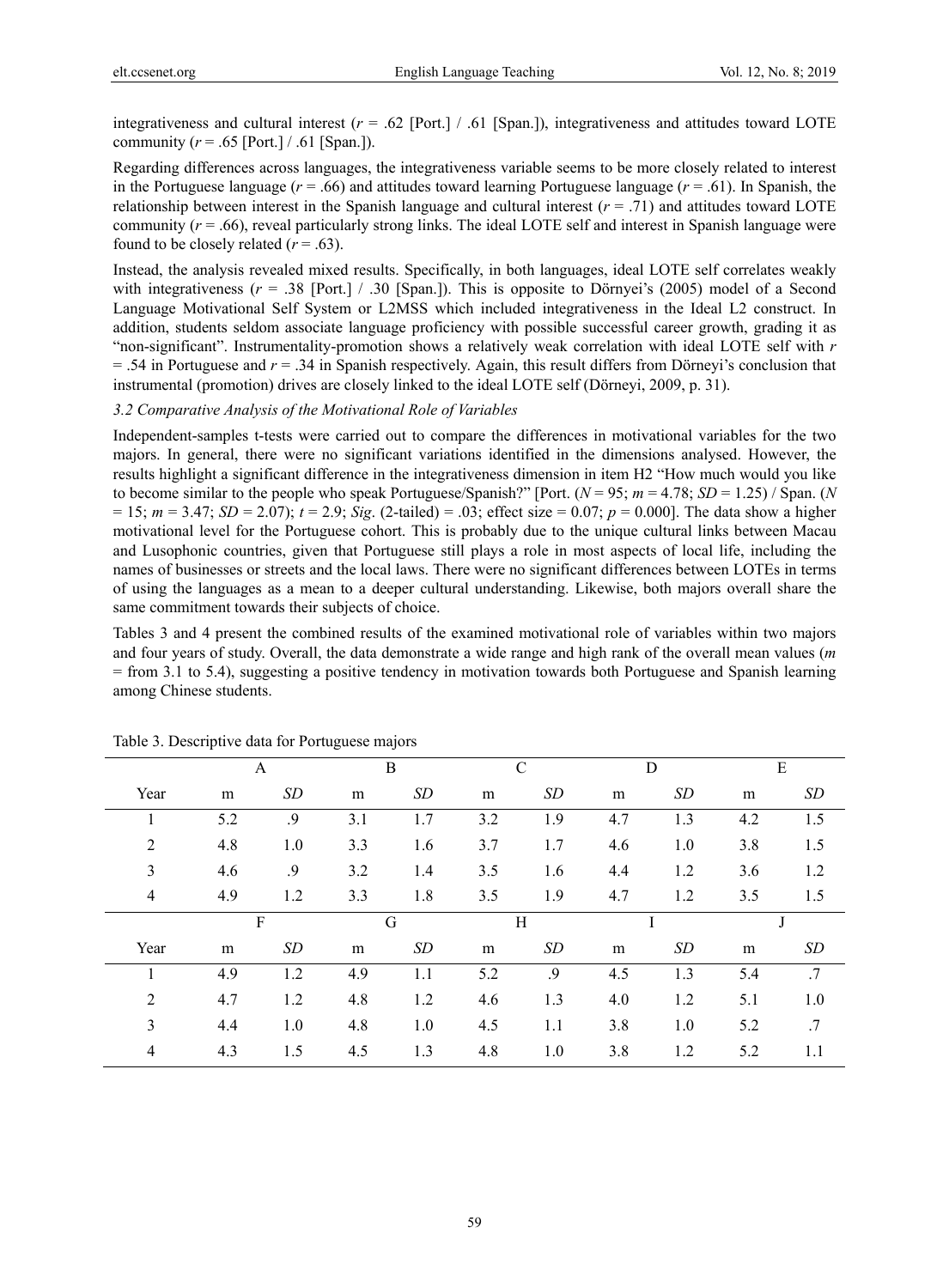integrativeness and cultural interest ($r$ = .62 [Port.] / .61 [Span.]), integrativeness and attitudes toward LOTE community ($r$ = .65 [Port.] / .61 [Span.]).

Regarding differences across languages, the integrativeness variable seems to be more closely related to interest in the Portuguese language ($r$ = .66) and attitudes toward learning Portuguese language ($r$ = .61). In Spanish, the relationship between interest in the Spanish language and cultural interest ($r$ = .71) and attitudes toward LOTE community ($r$ = .66), reveal particularly strong links. The ideal LOTE self and interest in Spanish language were found to be closely related ($r$ = .63).

Instead, the analysis revealed mixed results. Specifically, in both languages, ideal LOTE self correlates weakly with integrativeness ($r$ = .38 [Port.] / .30 [Span.]). This is opposite to Dörnyei's (2005) model of a Second Language Motivational Self System or L2MSS which included integrativeness in the Ideal L2 construct. In addition, students seldom associate language proficiency with possible successful career growth, grading it as "non-significant". Instrumentality-promotion shows a relatively weak correlation with ideal LOTE self with $r$ = .54 in Portuguese and $r$ = .34 in Spanish respectively. Again, this result differs from Dörneyi's conclusion that instrumental (promotion) drives are closely linked to the ideal LOTE self (Dörneyi, 2009, p. 31).

### *3.2 Comparative Analysis of the Motivational Role of Variables*

Independent-samples t-tests were carried out to compare the differences in motivational variables for the two majors. In general, there were no significant variations identified in the dimensions analysed. However, the results highlight a significant difference in the integrativeness dimension in item H2 "How much would you like to become similar to the people who speak Portuguese/Spanish?" [Port. ($N$ = 95; $m$ = 4.78; $SD$ = 1.25) / Span. ($N$ = 15; $m$ = 3.47; $SD$ = 2.07); $t$ = 2.9; *Sig*. (2-tailed) = .03; effect size = 0.07; $p$ = 0.000]. The data show a higher motivational level for the Portuguese cohort. This is probably due to the unique cultural links between Macau and Lusophonic countries, given that Portuguese still plays a role in most aspects of local life, including the names of businesses or streets and the local laws. There were no significant differences between LOTEs in terms of using the languages as a mean to a deeper cultural understanding. Likewise, both majors overall share the same commitment towards their subjects of choice.

Tables 3 and 4 present the combined results of the examined motivational role of variables within two majors and four years of study. Overall, the data demonstrate a wide range and high rank of the overall mean values ($m$ = from 3.1 to 5.4), suggesting a positive tendency in motivation towards both Portuguese and Spanish learning among Chinese students.

Table 3. Descriptive data for Portuguese majors

| | A | | B | | C | | D | | E | |
|---|---|---|---|---|---|---|---|---|---|---|
| Year | m | *SD* | m | *SD* | m | *SD* | m | *SD* | m | *SD* |
| 1 | 5.2 | .9 | 3.1 | 1.7 | 3.2 | 1.9 | 4.7 | 1.3 | 4.2 | 1.5 |
| 2 | 4.8 | 1.0 | 3.3 | 1.6 | 3.7 | 1.7 | 4.6 | 1.0 | 3.8 | 1.5 |
| 3 | 4.6 | .9 | 3.2 | 1.4 | 3.5 | 1.6 | 4.4 | 1.2 | 3.6 | 1.2 |
| 4 | 4.9 | 1.2 | 3.3 | 1.8 | 3.5 | 1.9 | 4.7 | 1.2 | 3.5 | 1.5 |
| | **F** | | **G** | | **H** | | **I** | | **J** | |
| Year | m | *SD* | m | *SD* | m | *SD* | m | *SD* | m | *SD* |
| 1 | 4.9 | 1.2 | 4.9 | 1.1 | 5.2 | .9 | 4.5 | 1.3 | 5.4 | .7 |
| 2 | 4.7 | 1.2 | 4.8 | 1.2 | 4.6 | 1.3 | 4.0 | 1.2 | 5.1 | 1.0 |
| 3 | 4.4 | 1.0 | 4.8 | 1.0 | 4.5 | 1.1 | 3.8 | 1.0 | 5.2 | .7 |
| 4 | 4.3 | 1.5 | 4.5 | 1.3 | 4.8 | 1.0 | 3.8 | 1.2 | 5.2 | 1.1 |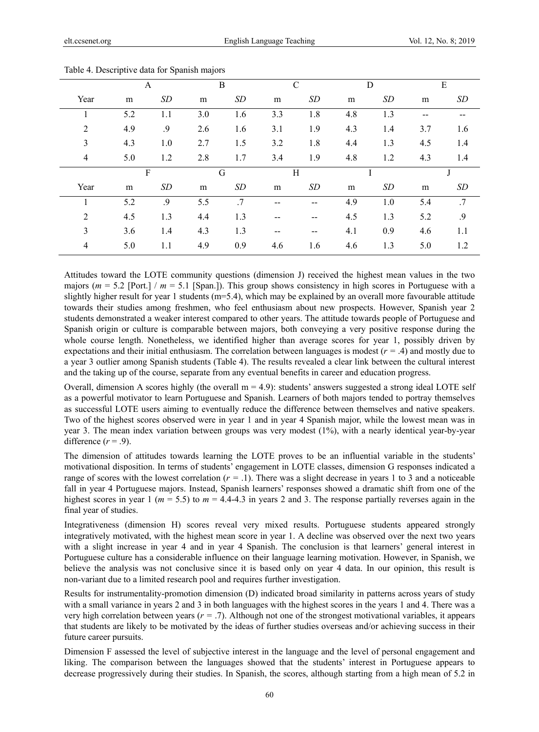Table 4. Descriptive data for Spanish majors

| | A | | B | | C | | D | | E | |
|---|---|---|---|---|---|---|---|---|---|---|
| Year | m | *SD* | m | *SD* | m | *SD* | m | *SD* | m | *SD* |
| 1 | 5.2 | 1.1 | 3.0 | 1.6 | 3.3 | 1.8 | 4.8 | 1.3 | -- | -- |
| 2 | 4.9 | .9 | 2.6 | 1.6 | 3.1 | 1.9 | 4.3 | 1.4 | 3.7 | 1.6 |
| 3 | 4.3 | 1.0 | 2.7 | 1.5 | 3.2 | 1.8 | 4.4 | 1.3 | 4.5 | 1.4 |
| 4 | 5.0 | 1.2 | 2.8 | 1.7 | 3.4 | 1.9 | 4.8 | 1.2 | 4.3 | 1.4 |
| | **F** | | **G** | | **H** | | **I** | | **J** | |
| Year | m | *SD* | m | *SD* | m | *SD* | m | *SD* | m | *SD* |
| 1 | 5.2 | .9 | 5.5 | .7 | -- | -- | 4.9 | 1.0 | 5.4 | .7 |
| 2 | 4.5 | 1.3 | 4.4 | 1.3 | -- | -- | 4.5 | 1.3 | 5.2 | .9 |
| 3 | 3.6 | 1.4 | 4.3 | 1.3 | -- | -- | 4.1 | 0.9 | 4.6 | 1.1 |
| 4 | 5.0 | 1.1 | 4.9 | 0.9 | 4.6 | 1.6 | 4.6 | 1.3 | 5.0 | 1.2 |

Attitudes toward the LOTE community questions (dimension J) received the highest mean values in the two majors ($m = 5.2$ [Port.] / $m = 5.1$ [Span.]). This group shows consistency in high scores in Portuguese with a slightly higher result for year 1 students (m=5.4), which may be explained by an overall more favourable attitude towards their studies among freshmen, who feel enthusiasm about new prospects. However, Spanish year 2 students demonstrated a weaker interest compared to other years. The attitude towards people of Portuguese and Spanish origin or culture is comparable between majors, both conveying a very positive response during the whole course length. Nonetheless, we identified higher than average scores for year 1, possibly driven by expectations and their initial enthusiasm. The correlation between languages is modest ($r = .4$) and mostly due to a year 3 outlier among Spanish students (Table 4). The results revealed a clear link between the cultural interest and the taking up of the course, separate from any eventual benefits in career and education progress.

Overall, dimension A scores highly (the overall m = 4.9): students' answers suggested a strong ideal LOTE self as a powerful motivator to learn Portuguese and Spanish. Learners of both majors tended to portray themselves as successful LOTE users aiming to eventually reduce the difference between themselves and native speakers. Two of the highest scores observed were in year 1 and in year 4 Spanish major, while the lowest mean was in year 3. The mean index variation between groups was very modest (1%), with a nearly identical year-by-year difference ($r = .9$).

The dimension of attitudes towards learning the LOTE proves to be an influential variable in the students' motivational disposition. In terms of students' engagement in LOTE classes, dimension G responses indicated a range of scores with the lowest correlation ($r = .1$). There was a slight decrease in years 1 to 3 and a noticeable fall in year 4 Portuguese majors. Instead, Spanish learners' responses showed a dramatic shift from one of the highest scores in year 1 ($m = 5.5$) to $m = 4.4$-$4.3$ in years 2 and 3. The response partially reverses again in the final year of studies.

Integrativeness (dimension H) scores reveal very mixed results. Portuguese students appeared strongly integratively motivated, with the highest mean score in year 1. A decline was observed over the next two years with a slight increase in year 4 and in year 4 Spanish. The conclusion is that learners' general interest in Portuguese culture has a considerable influence on their language learning motivation. However, in Spanish, we believe the analysis was not conclusive since it is based only on year 4 data. In our opinion, this result is non-variant due to a limited research pool and requires further investigation.

Results for instrumentality-promotion dimension (D) indicated broad similarity in patterns across years of study with a small variance in years 2 and 3 in both languages with the highest scores in the years 1 and 4. There was a very high correlation between years ($r = .7$). Although not one of the strongest motivational variables, it appears that students are likely to be motivated by the ideas of further studies overseas and/or achieving success in their future career pursuits.

Dimension F assessed the level of subjective interest in the language and the level of personal engagement and liking. The comparison between the languages showed that the students' interest in Portuguese appears to decrease progressively during their studies. In Spanish, the scores, although starting from a high mean of 5.2 in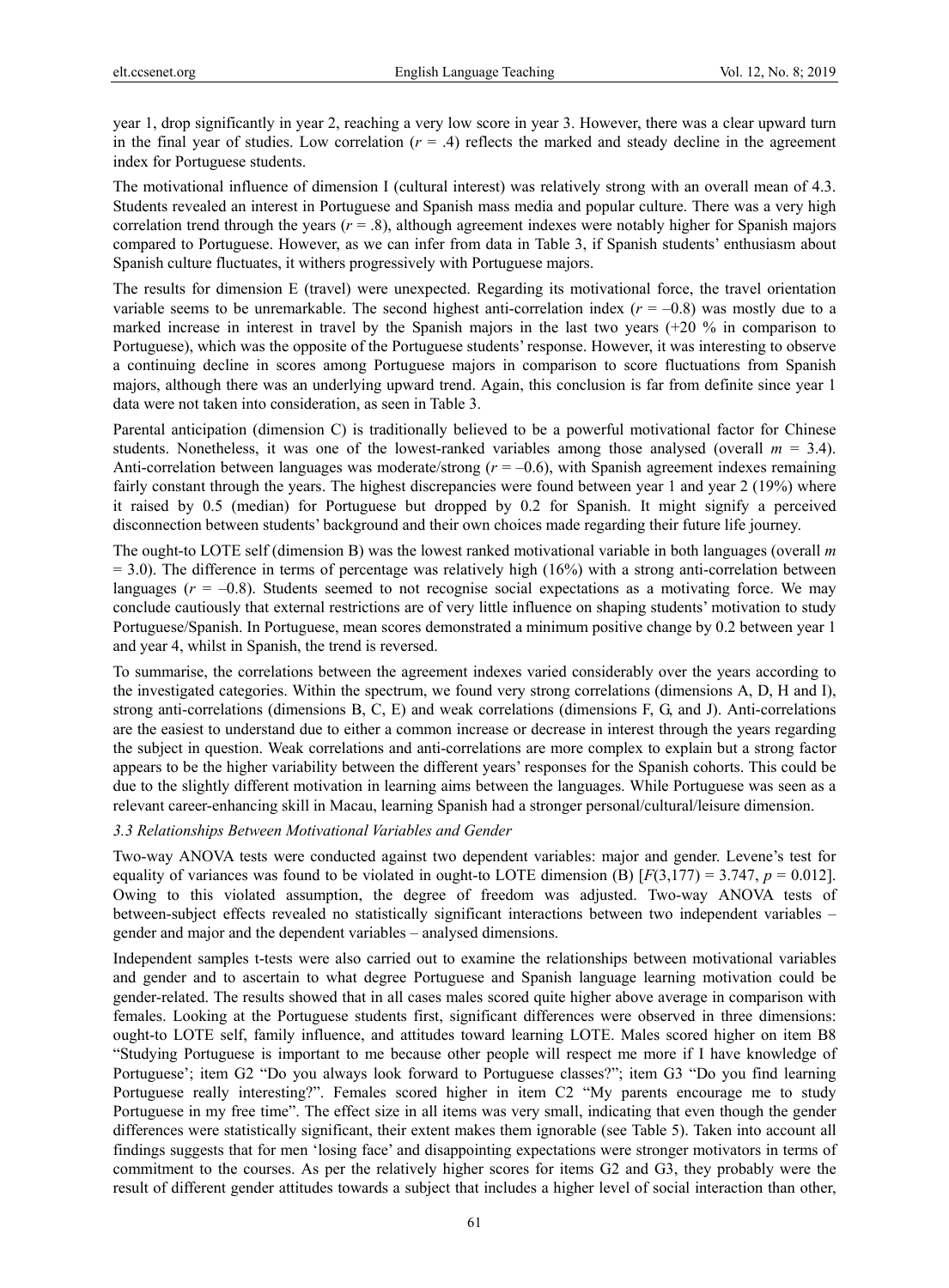year 1, drop significantly in year 2, reaching a very low score in year 3. However, there was a clear upward turn in the final year of studies. Low correlation ($r = .4$) reflects the marked and steady decline in the agreement index for Portuguese students.

The motivational influence of dimension I (cultural interest) was relatively strong with an overall mean of 4.3. Students revealed an interest in Portuguese and Spanish mass media and popular culture. There was a very high correlation trend through the years ($r = .8$), although agreement indexes were notably higher for Spanish majors compared to Portuguese. However, as we can infer from data in Table 3, if Spanish students' enthusiasm about Spanish culture fluctuates, it withers progressively with Portuguese majors.

The results for dimension E (travel) were unexpected. Regarding its motivational force, the travel orientation variable seems to be unremarkable. The second highest anti-correlation index ($r = -0.8$) was mostly due to a marked increase in interest in travel by the Spanish majors in the last two years (+20 % in comparison to Portuguese), which was the opposite of the Portuguese students' response. However, it was interesting to observe a continuing decline in scores among Portuguese majors in comparison to score fluctuations from Spanish majors, although there was an underlying upward trend. Again, this conclusion is far from definite since year 1 data were not taken into consideration, as seen in Table 3.

Parental anticipation (dimension C) is traditionally believed to be a powerful motivational factor for Chinese students. Nonetheless, it was one of the lowest-ranked variables among those analysed (overall $m = 3.4$). Anti-correlation between languages was moderate/strong ($r = -0.6$), with Spanish agreement indexes remaining fairly constant through the years. The highest discrepancies were found between year 1 and year 2 (19%) where it raised by 0.5 (median) for Portuguese but dropped by 0.2 for Spanish. It might signify a perceived disconnection between students' background and their own choices made regarding their future life journey.

The ought-to LOTE self (dimension B) was the lowest ranked motivational variable in both languages (overall $m = 3.0$). The difference in terms of percentage was relatively high (16%) with a strong anti-correlation between languages ($r = -0.8$). Students seemed to not recognise social expectations as a motivating force. We may conclude cautiously that external restrictions are of very little influence on shaping students' motivation to study Portuguese/Spanish. In Portuguese, mean scores demonstrated a minimum positive change by 0.2 between year 1 and year 4, whilst in Spanish, the trend is reversed.

To summarise, the correlations between the agreement indexes varied considerably over the years according to the investigated categories. Within the spectrum, we found very strong correlations (dimensions A, D, H and I), strong anti-correlations (dimensions B, C, E) and weak correlations (dimensions F, G, and J). Anti-correlations are the easiest to understand due to either a common increase or decrease in interest through the years regarding the subject in question. Weak correlations and anti-correlations are more complex to explain but a strong factor appears to be the higher variability between the different years' responses for the Spanish cohorts. This could be due to the slightly different motivation in learning aims between the languages. While Portuguese was seen as a relevant career-enhancing skill in Macau, learning Spanish had a stronger personal/cultural/leisure dimension.

### *3.3 Relationships Between Motivational Variables and Gender*

Two-way ANOVA tests were conducted against two dependent variables: major and gender. Levene's test for equality of variances was found to be violated in ought-to LOTE dimension (B) [$F(3,177) = 3.747$, $p = 0.012$]. Owing to this violated assumption, the degree of freedom was adjusted. Two-way ANOVA tests of between-subject effects revealed no statistically significant interactions between two independent variables – gender and major and the dependent variables – analysed dimensions.

Independent samples t-tests were also carried out to examine the relationships between motivational variables and gender and to ascertain to what degree Portuguese and Spanish language learning motivation could be gender-related. The results showed that in all cases males scored quite higher above average in comparison with females. Looking at the Portuguese students first, significant differences were observed in three dimensions: ought-to LOTE self, family influence, and attitudes toward learning LOTE. Males scored higher on item B8 "Studying Portuguese is important to me because other people will respect me more if I have knowledge of Portuguese'; item G2 "Do you always look forward to Portuguese classes?"; item G3 "Do you find learning Portuguese really interesting?". Females scored higher in item C2 "My parents encourage me to study Portuguese in my free time". The effect size in all items was very small, indicating that even though the gender differences were statistically significant, their extent makes them ignorable (see Table 5). Taken into account all findings suggests that for men 'losing face' and disappointing expectations were stronger motivators in terms of commitment to the courses. As per the relatively higher scores for items G2 and G3, they probably were the result of different gender attitudes towards a subject that includes a higher level of social interaction than other,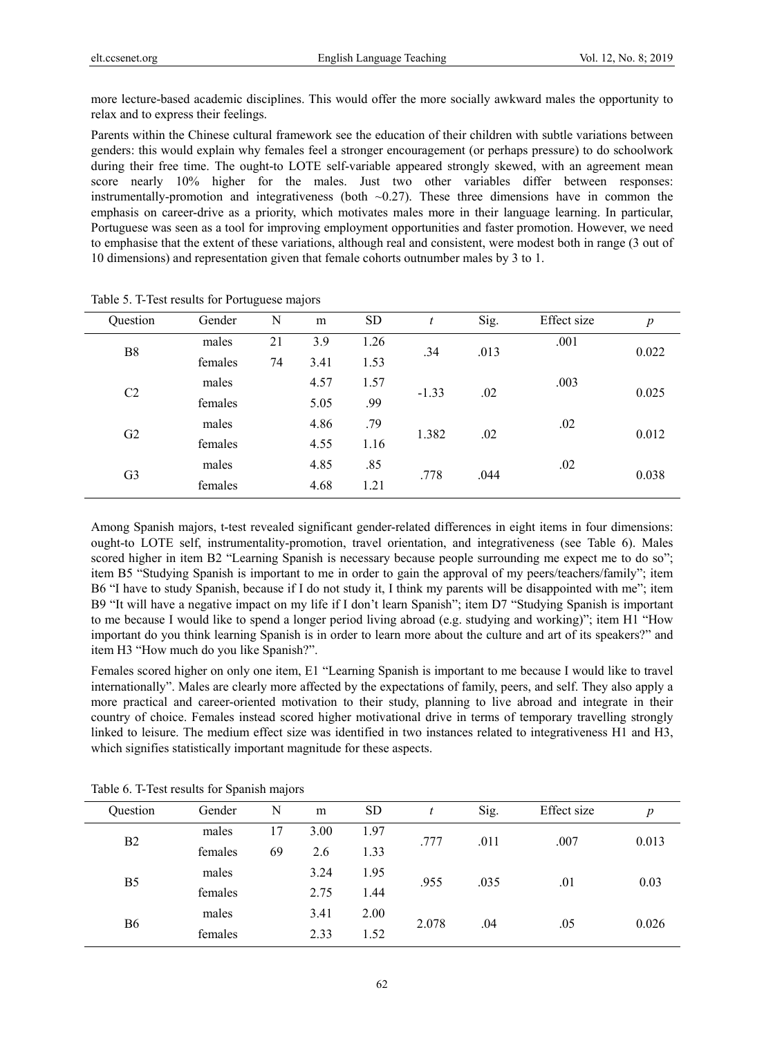more lecture-based academic disciplines. This would offer the more socially awkward males the opportunity to relax and to express their feelings.

Parents within the Chinese cultural framework see the education of their children with subtle variations between genders: this would explain why females feel a stronger encouragement (or perhaps pressure) to do schoolwork during their free time. The ought-to LOTE self-variable appeared strongly skewed, with an agreement mean score nearly 10% higher for the males. Just two other variables differ between responses: instrumentally-promotion and integrativeness (both ~0.27). These three dimensions have in common the emphasis on career-drive as a priority, which motivates males more in their language learning. In particular, Portuguese was seen as a tool for improving employment opportunities and faster promotion. However, we need to emphasise that the extent of these variations, although real and consistent, were modest both in range (3 out of 10 dimensions) and representation given that female cohorts outnumber males by 3 to 1.

Table 5. T-Test results for Portuguese majors

| Question | Gender | N | m | SD | *t* | Sig. | Effect size | *p* |
|---|---|---|---|---|---|---|---|---|
| B8 | males | 21 | 3.9 | 1.26 | .34 | .013 | .001 | 0.022 |
| | females | 74 | 3.41 | 1.53 | | | | |
| C2 | males | | 4.57 | 1.57 | -1.33 | .02 | .003 | 0.025 |
| | females | | 5.05 | .99 | | | | |
| G2 | males | | 4.86 | .79 | 1.382 | .02 | .02 | 0.012 |
| | females | | 4.55 | 1.16 | | | | |
| G3 | males | | 4.85 | .85 | .778 | .044 | .02 | 0.038 |
| | females | | 4.68 | 1.21 | | | | |

Among Spanish majors, t-test revealed significant gender-related differences in eight items in four dimensions: ought-to LOTE self, instrumentality-promotion, travel orientation, and integrativeness (see Table 6). Males scored higher in item B2 "Learning Spanish is necessary because people surrounding me expect me to do so"; item B5 "Studying Spanish is important to me in order to gain the approval of my peers/teachers/family"; item B6 "I have to study Spanish, because if I do not study it, I think my parents will be disappointed with me"; item B9 "It will have a negative impact on my life if I don't learn Spanish"; item D7 "Studying Spanish is important to me because I would like to spend a longer period living abroad (e.g. studying and working)"; item H1 "How important do you think learning Spanish is in order to learn more about the culture and art of its speakers?" and item H3 "How much do you like Spanish?".

Females scored higher on only one item, E1 "Learning Spanish is important to me because I would like to travel internationally". Males are clearly more affected by the expectations of family, peers, and self. They also apply a more practical and career-oriented motivation to their study, planning to live abroad and integrate in their country of choice. Females instead scored higher motivational drive in terms of temporary travelling strongly linked to leisure. The medium effect size was identified in two instances related to integrativeness H1 and H3, which signifies statistically important magnitude for these aspects.

Table 6. T-Test results for Spanish majors

| Question | Gender | N | m | SD | *t* | Sig. | Effect size | *p* |
|---|---|---|---|---|---|---|---|---|
| B2 | males | 17 | 3.00 | 1.97 | .777 | .011 | .007 | 0.013 |
| | females | 69 | 2.6 | 1.33 | | | | |
| B5 | males | | 3.24 | 1.95 | .955 | .035 | .01 | 0.03 |
| | females | | 2.75 | 1.44 | | | | |
| B6 | males | | 3.41 | 2.00 | 2.078 | .04 | .05 | 0.026 |
| | females | | 2.33 | 1.52 | | | | |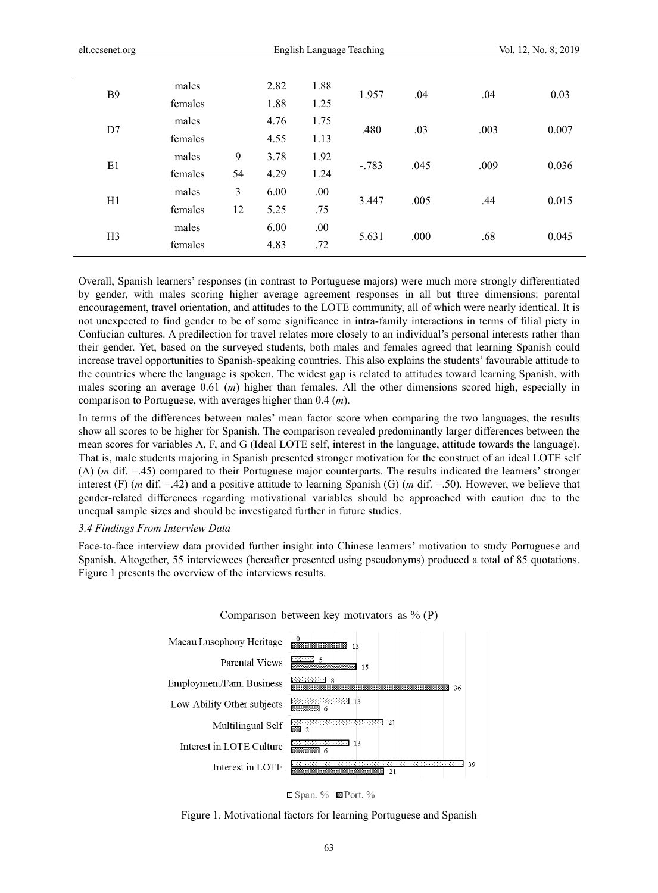| | | | | | | | | |
|---|---|---|---|---|---|---|---|---|
| B9 | males | | 2.82 | 1.88 | 1.957 | .04 | .04 | 0.03 |
| | females | | 1.88 | 1.25 | | | | |
| D7 | males | | 4.76 | 1.75 | .480 | .03 | .003 | 0.007 |
| | females | | 4.55 | 1.13 | | | | |
| E1 | males | 9 | 3.78 | 1.92 | -.783 | .045 | .009 | 0.036 |
| | females | 54 | 4.29 | 1.24 | | | | |
| H1 | males | 3 | 6.00 | .00 | 3.447 | .005 | .44 | 0.015 |
| | females | 12 | 5.25 | .75 | | | | |
| H3 | males | | 6.00 | .00 | 5.631 | .000 | .68 | 0.045 |
| | females | | 4.83 | .72 | | | | |

Overall, Spanish learners' responses (in contrast to Portuguese majors) were much more strongly differentiated by gender, with males scoring higher average agreement responses in all but three dimensions: parental encouragement, travel orientation, and attitudes to the LOTE community, all of which were nearly identical. It is not unexpected to find gender to be of some significance in intra-family interactions in terms of filial piety in Confucian cultures. A predilection for travel relates more closely to an individual's personal interests rather than their gender. Yet, based on the surveyed students, both males and females agreed that learning Spanish could increase travel opportunities to Spanish-speaking countries. This also explains the students' favourable attitude to the countries where the language is spoken. The widest gap is related to attitudes toward learning Spanish, with males scoring an average 0.61 (*m*) higher than females. All the other dimensions scored high, especially in comparison to Portuguese, with averages higher than 0.4 (*m*).

In terms of the differences between males' mean factor score when comparing the two languages, the results show all scores to be higher for Spanish. The comparison revealed predominantly larger differences between the mean scores for variables A, F, and G (Ideal LOTE self, interest in the language, attitude towards the language). That is, male students majoring in Spanish presented stronger motivation for the construct of an ideal LOTE self (A) (*m* dif. =.45) compared to their Portuguese major counterparts. The results indicated the learners' stronger interest (F) (*m* dif. =.42) and a positive attitude to learning Spanish (G) (*m* dif. =.50). However, we believe that gender-related differences regarding motivational variables should be approached with caution due to the unequal sample sizes and should be investigated further in future studies.

### *3.4 Findings From Interview Data*

Face-to-face interview data provided further insight into Chinese learners' motivation to study Portuguese and Spanish. Altogether, 55 interviewees (hereafter presented using pseudonyms) produced a total of 85 quotations. Figure 1 presents the overview of the interviews results.

Comparison between key motivators as % (P)

| Motivator | Span. % | Port. % |
|---|---|---|
| Macau Lusophony Heritage | 0 | 13 |
| Parental Views | 5 | 15 |
| Employment/Fam. Business | 8 | 36 |
| Low-Ability Other subjects | 13 | 6 |
| Multilingual Self | 21 | 2 |
| Interest in LOTE Culture | 13 | 6 |
| Interest in LOTE | 39 | 21 |

Figure 1. Motivational factors for learning Portuguese and Spanish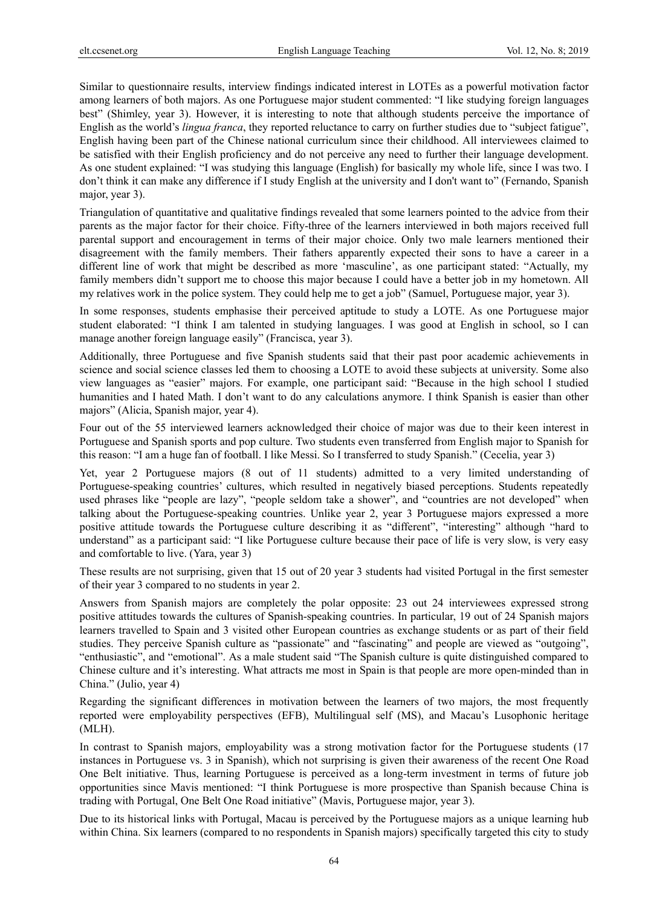Similar to questionnaire results, interview findings indicated interest in LOTEs as a powerful motivation factor among learners of both majors. As one Portuguese major student commented: "I like studying foreign languages best" (Shimley, year 3). However, it is interesting to note that although students perceive the importance of English as the world's *lingua franca*, they reported reluctance to carry on further studies due to "subject fatigue", English having been part of the Chinese national curriculum since their childhood. All interviewees claimed to be satisfied with their English proficiency and do not perceive any need to further their language development. As one student explained: "I was studying this language (English) for basically my whole life, since I was two. I don't think it can make any difference if I study English at the university and I don't want to" (Fernando, Spanish major, year 3).

Triangulation of quantitative and qualitative findings revealed that some learners pointed to the advice from their parents as the major factor for their choice. Fifty-three of the learners interviewed in both majors received full parental support and encouragement in terms of their major choice. Only two male learners mentioned their disagreement with the family members. Their fathers apparently expected their sons to have a career in a different line of work that might be described as more 'masculine', as one participant stated: "Actually, my family members didn't support me to choose this major because I could have a better job in my hometown. All my relatives work in the police system. They could help me to get a job" (Samuel, Portuguese major, year 3).

In some responses, students emphasise their perceived aptitude to study a LOTE. As one Portuguese major student elaborated: "I think I am talented in studying languages. I was good at English in school, so I can manage another foreign language easily" (Francisca, year 3).

Additionally, three Portuguese and five Spanish students said that their past poor academic achievements in science and social science classes led them to choosing a LOTE to avoid these subjects at university. Some also view languages as "easier" majors. For example, one participant said: "Because in the high school I studied humanities and I hated Math. I don't want to do any calculations anymore. I think Spanish is easier than other majors" (Alicia, Spanish major, year 4).

Four out of the 55 interviewed learners acknowledged their choice of major was due to their keen interest in Portuguese and Spanish sports and pop culture. Two students even transferred from English major to Spanish for this reason: "I am a huge fan of football. I like Messi. So I transferred to study Spanish." (Cecelia, year 3)

Yet, year 2 Portuguese majors (8 out of 11 students) admitted to a very limited understanding of Portuguese-speaking countries' cultures, which resulted in negatively biased perceptions. Students repeatedly used phrases like "people are lazy", "people seldom take a shower", and "countries are not developed" when talking about the Portuguese-speaking countries. Unlike year 2, year 3 Portuguese majors expressed a more positive attitude towards the Portuguese culture describing it as "different", "interesting" although "hard to understand" as a participant said: "I like Portuguese culture because their pace of life is very slow, is very easy and comfortable to live. (Yara, year 3)

These results are not surprising, given that 15 out of 20 year 3 students had visited Portugal in the first semester of their year 3 compared to no students in year 2.

Answers from Spanish majors are completely the polar opposite: 23 out 24 interviewees expressed strong positive attitudes towards the cultures of Spanish-speaking countries. In particular, 19 out of 24 Spanish majors learners travelled to Spain and 3 visited other European countries as exchange students or as part of their field studies. They perceive Spanish culture as "passionate" and "fascinating" and people are viewed as "outgoing", "enthusiastic", and "emotional". As a male student said "The Spanish culture is quite distinguished compared to Chinese culture and it's interesting. What attracts me most in Spain is that people are more open-minded than in China." (Julio, year 4)

Regarding the significant differences in motivation between the learners of two majors, the most frequently reported were employability perspectives (EFB), Multilingual self (MS), and Macau's Lusophonic heritage (MLH).

In contrast to Spanish majors, employability was a strong motivation factor for the Portuguese students (17 instances in Portuguese vs. 3 in Spanish), which not surprising is given their awareness of the recent One Road One Belt initiative. Thus, learning Portuguese is perceived as a long-term investment in terms of future job opportunities since Mavis mentioned: "I think Portuguese is more prospective than Spanish because China is trading with Portugal, One Belt One Road initiative" (Mavis, Portuguese major, year 3).

Due to its historical links with Portugal, Macau is perceived by the Portuguese majors as a unique learning hub within China. Six learners (compared to no respondents in Spanish majors) specifically targeted this city to study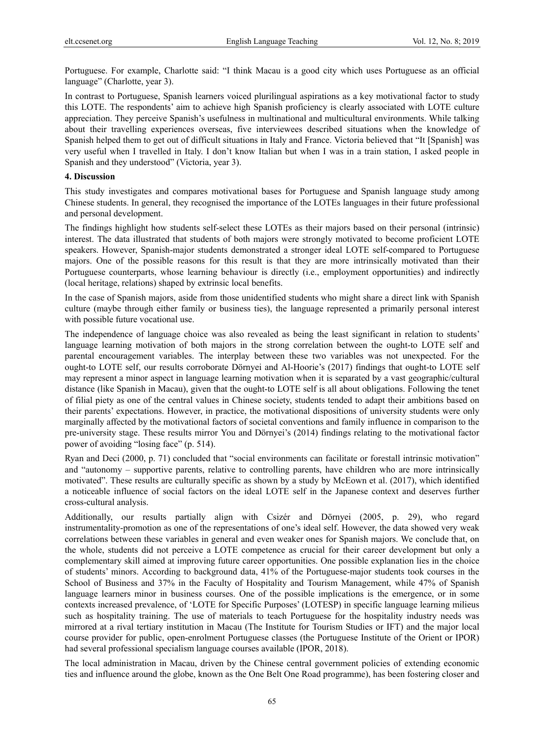Portuguese. For example, Charlotte said: "I think Macau is a good city which uses Portuguese as an official language" (Charlotte, year 3).

In contrast to Portuguese, Spanish learners voiced plurilingual aspirations as a key motivational factor to study this LOTE. The respondents' aim to achieve high Spanish proficiency is clearly associated with LOTE culture appreciation. They perceive Spanish's usefulness in multinational and multicultural environments. While talking about their travelling experiences overseas, five interviewees described situations when the knowledge of Spanish helped them to get out of difficult situations in Italy and France. Victoria believed that "It [Spanish] was very useful when I travelled in Italy. I don't know Italian but when I was in a train station, I asked people in Spanish and they understood" (Victoria, year 3).

## 4. Discussion

This study investigates and compares motivational bases for Portuguese and Spanish language study among Chinese students. In general, they recognised the importance of the LOTEs languages in their future professional and personal development.

The findings highlight how students self-select these LOTEs as their majors based on their personal (intrinsic) interest. The data illustrated that students of both majors were strongly motivated to become proficient LOTE speakers. However, Spanish-major students demonstrated a stronger ideal LOTE self-compared to Portuguese majors. One of the possible reasons for this result is that they are more intrinsically motivated than their Portuguese counterparts, whose learning behaviour is directly (i.e., employment opportunities) and indirectly (local heritage, relations) shaped by extrinsic local benefits.

In the case of Spanish majors, aside from those unidentified students who might share a direct link with Spanish culture (maybe through either family or business ties), the language represented a primarily personal interest with possible future vocational use.

The independence of language choice was also revealed as being the least significant in relation to students' language learning motivation of both majors in the strong correlation between the ought-to LOTE self and parental encouragement variables. The interplay between these two variables was not unexpected. For the ought-to LOTE self, our results corroborate Dörnyei and Al-Hoorie's (2017) findings that ought-to LOTE self may represent a minor aspect in language learning motivation when it is separated by a vast geographic/cultural distance (like Spanish in Macau), given that the ought-to LOTE self is all about obligations. Following the tenet of filial piety as one of the central values in Chinese society, students tended to adapt their ambitions based on their parents' expectations. However, in practice, the motivational dispositions of university students were only marginally affected by the motivational factors of societal conventions and family influence in comparison to the pre-university stage. These results mirror You and Dörnyei's (2014) findings relating to the motivational factor power of avoiding "losing face" (p. 514).

Ryan and Deci (2000, p. 71) concluded that "social environments can facilitate or forestall intrinsic motivation" and "autonomy – supportive parents, relative to controlling parents, have children who are more intrinsically motivated". These results are culturally specific as shown by a study by McEown et al. (2017), which identified a noticeable influence of social factors on the ideal LOTE self in the Japanese context and deserves further cross-cultural analysis.

Additionally, our results partially align with Csizér and Dörnyei (2005, p. 29), who regard instrumentality-promotion as one of the representations of one's ideal self. However, the data showed very weak correlations between these variables in general and even weaker ones for Spanish majors. We conclude that, on the whole, students did not perceive a LOTE competence as crucial for their career development but only a complementary skill aimed at improving future career opportunities. One possible explanation lies in the choice of students' minors. According to background data, 41% of the Portuguese-major students took courses in the School of Business and 37% in the Faculty of Hospitality and Tourism Management, while 47% of Spanish language learners minor in business courses. One of the possible implications is the emergence, or in some contexts increased prevalence, of 'LOTE for Specific Purposes' (LOTESP) in specific language learning milieus such as hospitality training. The use of materials to teach Portuguese for the hospitality industry needs was mirrored at a rival tertiary institution in Macau (The Institute for Tourism Studies or IFT) and the major local course provider for public, open-enrolment Portuguese classes (the Portuguese Institute of the Orient or IPOR) had several professional specialism language courses available (IPOR, 2018).

The local administration in Macau, driven by the Chinese central government policies of extending economic ties and influence around the globe, known as the One Belt One Road programme), has been fostering closer and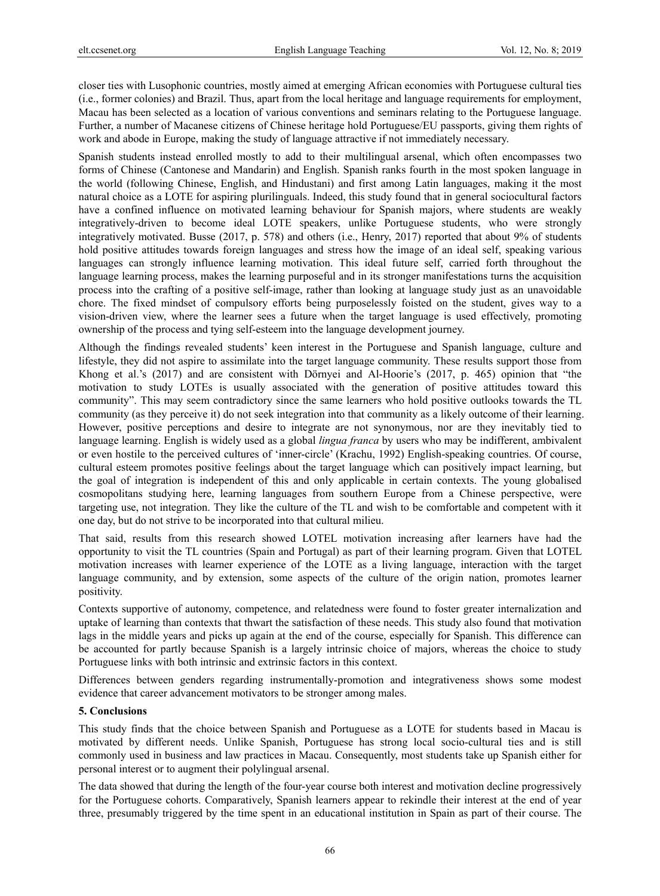closer ties with Lusophonic countries, mostly aimed at emerging African economies with Portuguese cultural ties (i.e., former colonies) and Brazil. Thus, apart from the local heritage and language requirements for employment, Macau has been selected as a location of various conventions and seminars relating to the Portuguese language. Further, a number of Macanese citizens of Chinese heritage hold Portuguese/EU passports, giving them rights of work and abode in Europe, making the study of language attractive if not immediately necessary.

Spanish students instead enrolled mostly to add to their multilingual arsenal, which often encompasses two forms of Chinese (Cantonese and Mandarin) and English. Spanish ranks fourth in the most spoken language in the world (following Chinese, English, and Hindustani) and first among Latin languages, making it the most natural choice as a LOTE for aspiring plurilinguals. Indeed, this study found that in general sociocultural factors have a confined influence on motivated learning behaviour for Spanish majors, where students are weakly integratively-driven to become ideal LOTE speakers, unlike Portuguese students, who were strongly integratively motivated. Busse (2017, p. 578) and others (i.e., Henry, 2017) reported that about 9% of students hold positive attitudes towards foreign languages and stress how the image of an ideal self, speaking various languages can strongly influence learning motivation. This ideal future self, carried forth throughout the language learning process, makes the learning purposeful and in its stronger manifestations turns the acquisition process into the crafting of a positive self-image, rather than looking at language study just as an unavoidable chore. The fixed mindset of compulsory efforts being purposelessly foisted on the student, gives way to a vision-driven view, where the learner sees a future when the target language is used effectively, promoting ownership of the process and tying self-esteem into the language development journey.

Although the findings revealed students' keen interest in the Portuguese and Spanish language, culture and lifestyle, they did not aspire to assimilate into the target language community. These results support those from Khong et al.'s (2017) and are consistent with Dörnyei and Al-Hoorie's (2017, p. 465) opinion that "the motivation to study LOTEs is usually associated with the generation of positive attitudes toward this community". This may seem contradictory since the same learners who hold positive outlooks towards the TL community (as they perceive it) do not seek integration into that community as a likely outcome of their learning. However, positive perceptions and desire to integrate are not synonymous, nor are they inevitably tied to language learning. English is widely used as a global *lingua franca* by users who may be indifferent, ambivalent or even hostile to the perceived cultures of 'inner-circle' (Krachu, 1992) English-speaking countries. Of course, cultural esteem promotes positive feelings about the target language which can positively impact learning, but the goal of integration is independent of this and only applicable in certain contexts. The young globalised cosmopolitans studying here, learning languages from southern Europe from a Chinese perspective, were targeting use, not integration. They like the culture of the TL and wish to be comfortable and competent with it one day, but do not strive to be incorporated into that cultural milieu.

That said, results from this research showed LOTEL motivation increasing after learners have had the opportunity to visit the TL countries (Spain and Portugal) as part of their learning program. Given that LOTEL motivation increases with learner experience of the LOTE as a living language, interaction with the target language community, and by extension, some aspects of the culture of the origin nation, promotes learner positivity.

Contexts supportive of autonomy, competence, and relatedness were found to foster greater internalization and uptake of learning than contexts that thwart the satisfaction of these needs. This study also found that motivation lags in the middle years and picks up again at the end of the course, especially for Spanish. This difference can be accounted for partly because Spanish is a largely intrinsic choice of majors, whereas the choice to study Portuguese links with both intrinsic and extrinsic factors in this context.

Differences between genders regarding instrumentally-promotion and integrativeness shows some modest evidence that career advancement motivators to be stronger among males.

## 5. Conclusions

This study finds that the choice between Spanish and Portuguese as a LOTE for students based in Macau is motivated by different needs. Unlike Spanish, Portuguese has strong local socio-cultural ties and is still commonly used in business and law practices in Macau. Consequently, most students take up Spanish either for personal interest or to augment their polylingual arsenal.

The data showed that during the length of the four-year course both interest and motivation decline progressively for the Portuguese cohorts. Comparatively, Spanish learners appear to rekindle their interest at the end of year three, presumably triggered by the time spent in an educational institution in Spain as part of their course. The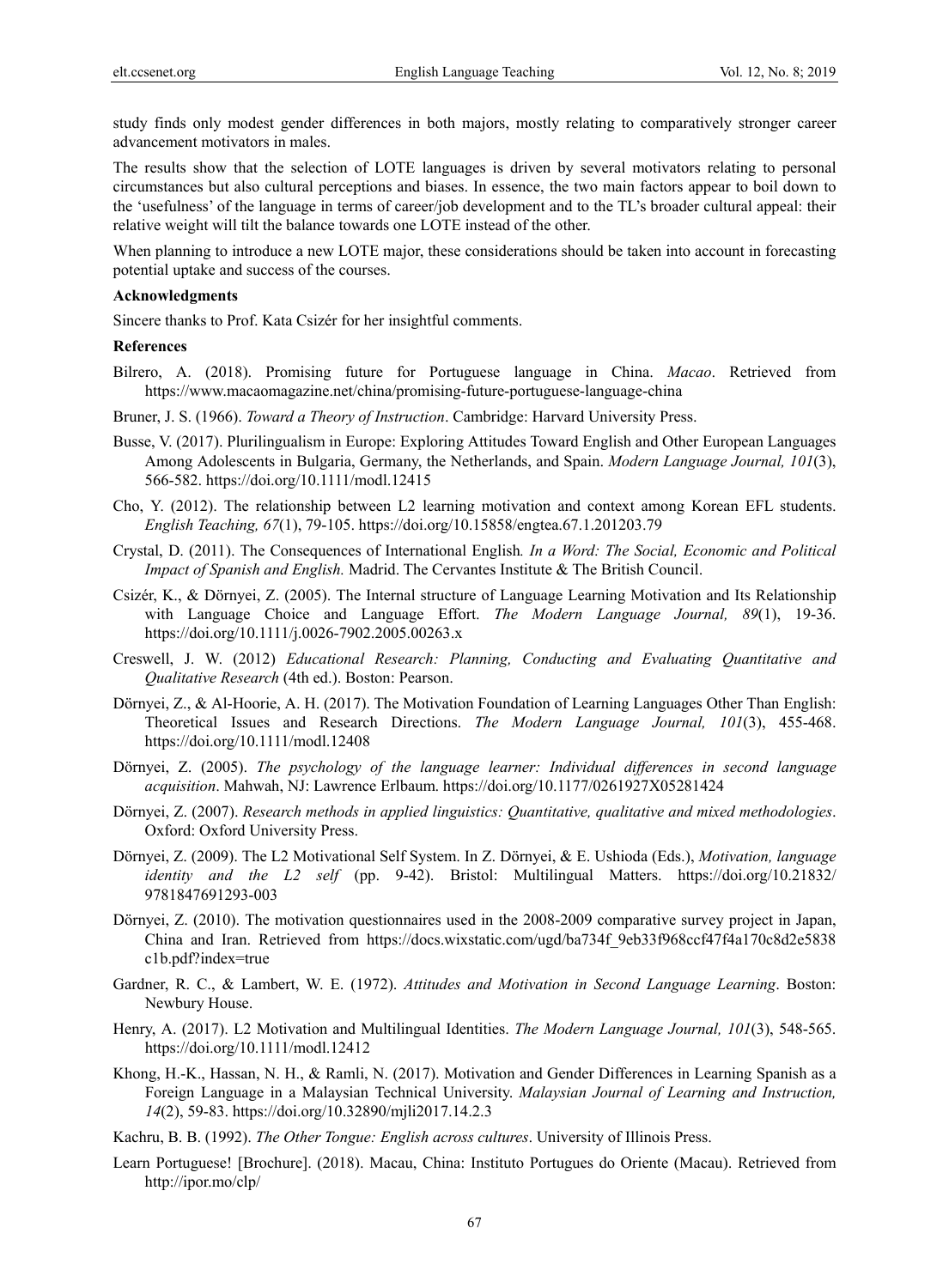study finds only modest gender differences in both majors, mostly relating to comparatively stronger career advancement motivators in males.

The results show that the selection of LOTE languages is driven by several motivators relating to personal circumstances but also cultural perceptions and biases. In essence, the two main factors appear to boil down to the 'usefulness' of the language in terms of career/job development and to the TL's broader cultural appeal: their relative weight will tilt the balance towards one LOTE instead of the other.

When planning to introduce a new LOTE major, these considerations should be taken into account in forecasting potential uptake and success of the courses.

**Acknowledgments**

Sincere thanks to Prof. Kata Csizér for her insightful comments.

**References**

Bilrero, A. (2018). Promising future for Portuguese language in China. *Macao*. Retrieved from https://www.macaomagazine.net/china/promising-future-portuguese-language-china

Bruner, J. S. (1966). *Toward a Theory of Instruction*. Cambridge: Harvard University Press.

Busse, V. (2017). Plurilingualism in Europe: Exploring Attitudes Toward English and Other European Languages Among Adolescents in Bulgaria, Germany, the Netherlands, and Spain. *Modern Language Journal, 101*(3), 566-582. https://doi.org/10.1111/modl.12415

Cho, Y. (2012). The relationship between L2 learning motivation and context among Korean EFL students. *English Teaching, 67*(1), 79-105. https://doi.org/10.15858/engtea.67.1.201203.79

Crystal, D. (2011). The Consequences of International English*. In a Word: The Social, Economic and Political Impact of Spanish and English.* Madrid. The Cervantes Institute & The British Council.

Csizér, K., & Dörnyei, Z. (2005). The Internal structure of Language Learning Motivation and Its Relationship with Language Choice and Language Effort. *The Modern Language Journal, 89*(1), 19-36. https://doi.org/10.1111/j.0026-7902.2005.00263.x

Creswell, J. W. (2012) *Educational Research: Planning, Conducting and Evaluating Quantitative and Qualitative Research* (4th ed.). Boston: Pearson.

Dörnyei, Z., & Al-Hoorie, A. H. (2017). The Motivation Foundation of Learning Languages Other Than English: Theoretical Issues and Research Directions. *The Modern Language Journal, 101*(3), 455-468. https://doi.org/10.1111/modl.12408

Dörnyei, Z. (2005). *The psychology of the language learner: Individual differences in second language acquisition*. Mahwah, NJ: Lawrence Erlbaum. https://doi.org/10.1177/0261927X05281424

Dörnyei, Z. (2007). *Research methods in applied linguistics: Quantitative, qualitative and mixed methodologies*. Oxford: Oxford University Press.

Dörnyei, Z. (2009). The L2 Motivational Self System. In Z. Dörnyei, & E. Ushioda (Eds.), *Motivation, language identity and the L2 self* (pp. 9-42). Bristol: Multilingual Matters. https://doi.org/10.21832/9781847691293-003

Dörnyei, Z. (2010). The motivation questionnaires used in the 2008-2009 comparative survey project in Japan, China and Iran. Retrieved from https://docs.wixstatic.com/ugd/ba734f_9eb33f968ccf47f4a170c8d2e5838c1b.pdf?index=true

Gardner, R. C., & Lambert, W. E. (1972). *Attitudes and Motivation in Second Language Learning*. Boston: Newbury House.

Henry, A. (2017). L2 Motivation and Multilingual Identities. *The Modern Language Journal, 101*(3), 548-565. https://doi.org/10.1111/modl.12412

Khong, H.-K., Hassan, N. H., & Ramli, N. (2017). Motivation and Gender Differences in Learning Spanish as a Foreign Language in a Malaysian Technical University. *Malaysian Journal of Learning and Instruction, 14*(2), 59-83. https://doi.org/10.32890/mjli2017.14.2.3

Kachru, B. B. (1992). *The Other Tongue: English across cultures*. University of Illinois Press.

Learn Portuguese! [Brochure]. (2018). Macau, China: Instituto Portugues do Oriente (Macau). Retrieved from http://ipor.mo/clp/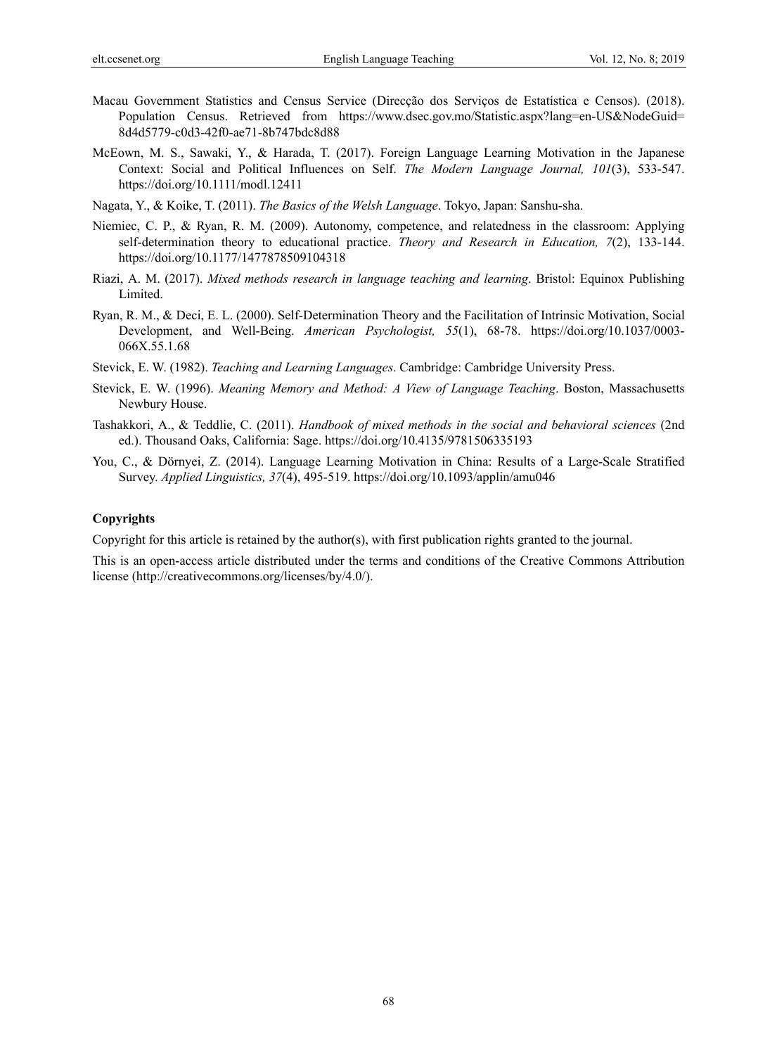Macau Government Statistics and Census Service (Direcção dos Serviços de Estatística e Censos). (2018). Population Census. Retrieved from https://www.dsec.gov.mo/Statistic.aspx?lang=en-US&NodeGuid=8d4d5779-c0d3-42f0-ae71-8b747bdc8d88

McEown, M. S., Sawaki, Y., & Harada, T. (2017). Foreign Language Learning Motivation in the Japanese Context: Social and Political Influences on Self. *The Modern Language Journal, 101*(3), 533-547. https://doi.org/10.1111/modl.12411

Nagata, Y., & Koike, T. (2011). *The Basics of the Welsh Language*. Tokyo, Japan: Sanshu-sha.

Niemiec, C. P., & Ryan, R. M. (2009). Autonomy, competence, and relatedness in the classroom: Applying self-determination theory to educational practice. *Theory and Research in Education, 7*(2), 133-144. https://doi.org/10.1177/1477878509104318

Riazi, A. M. (2017). *Mixed methods research in language teaching and learning*. Bristol: Equinox Publishing Limited.

Ryan, R. M., & Deci, E. L. (2000). Self-Determination Theory and the Facilitation of Intrinsic Motivation, Social Development, and Well-Being. *American Psychologist, 55*(1), 68-78. https://doi.org/10.1037/0003-066X.55.1.68

Stevick, E. W. (1982). *Teaching and Learning Languages*. Cambridge: Cambridge University Press.

Stevick, E. W. (1996). *Meaning Memory and Method: A View of Language Teaching*. Boston, Massachusetts Newbury House.

Tashakkori, A., & Teddlie, C. (2011). *Handbook of mixed methods in the social and behavioral sciences* (2nd ed.). Thousand Oaks, California: Sage. https://doi.org/10.4135/9781506335193

You, C., & Dörnyei, Z. (2014). Language Learning Motivation in China: Results of a Large-Scale Stratified Survey. *Applied Linguistics, 37*(4), 495-519. https://doi.org/10.1093/applin/amu046

**Copyrights**

Copyright for this article is retained by the author(s), with first publication rights granted to the journal.

This is an open-access article distributed under the terms and conditions of the Creative Commons Attribution license (http://creativecommons.org/licenses/by/4.0/).